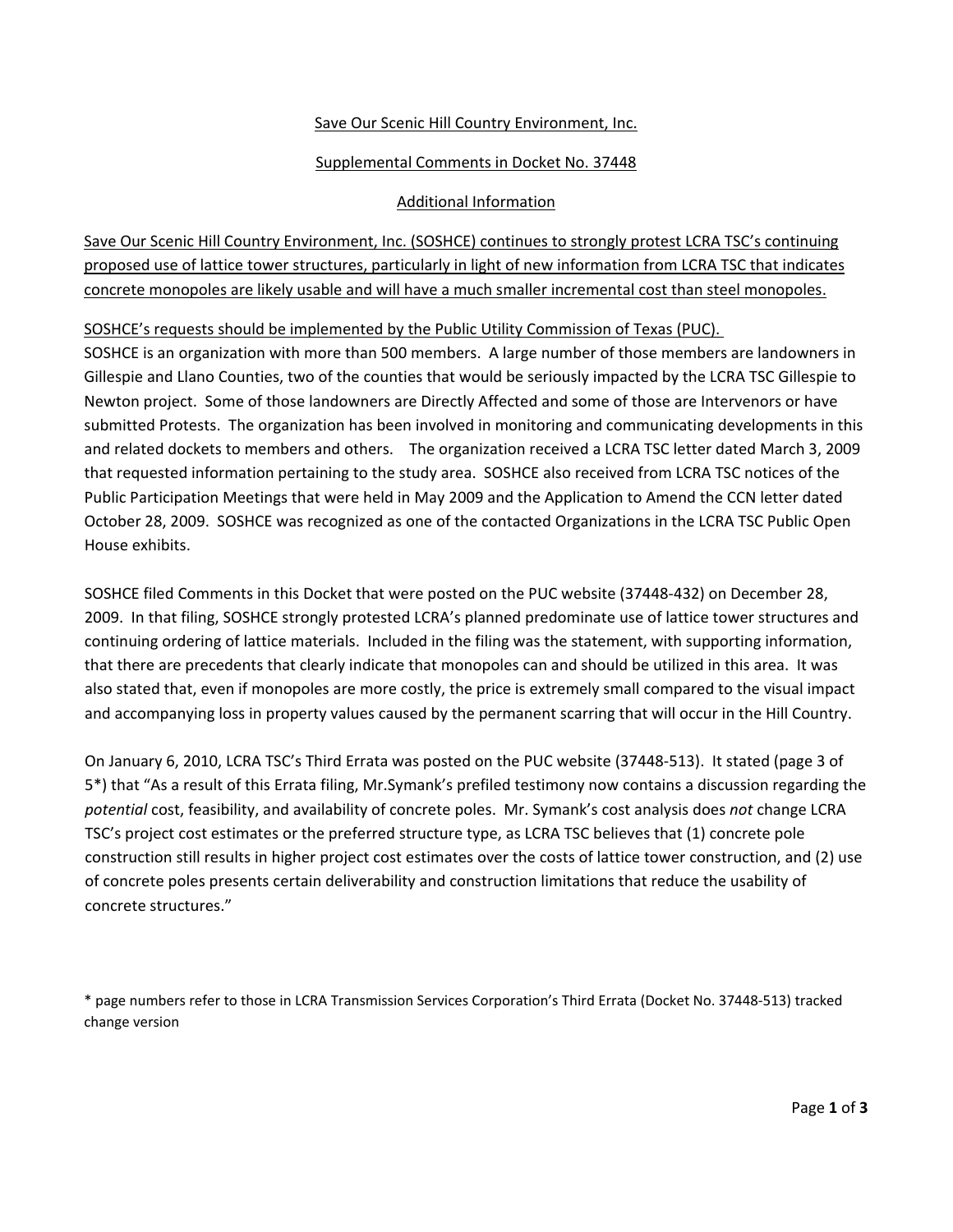<u>Save Our Scenic Hill Country Environment, Inc.</u>

<u>Supplemental Comments in Docket No. 37448</u>

<u>Additional Information</u>

<u>Save Our Scenic Hill Country Environment, Inc. (SOSHCE) continues to strongly protest LCRA TSC's continuing proposed use of lattice tower structures, particularly in light of new information from LCRA TSC that indicates concrete monopoles are likely usable and will have a much smaller incremental cost than steel monopoles.</u>

<u>SOSHCE's requests should be implemented by the Public Utility Commission of Texas (PUC).</u>

SOSHCE is an organization with more than 500 members. A large number of those members are landowners in Gillespie and Llano Counties, two of the counties that would be seriously impacted by the LCRA TSC Gillespie to Newton project. Some of those landowners are Directly Affected and some of those are Intervenors or have submitted Protests. The organization has been involved in monitoring and communicating developments in this and related dockets to members and others. The organization received a LCRA TSC letter dated March 3, 2009 that requested information pertaining to the study area. SOSHCE also received from LCRA TSC notices of the Public Participation Meetings that were held in May 2009 and the Application to Amend the CCN letter dated October 28, 2009. SOSHCE was recognized as one of the contacted Organizations in the LCRA TSC Public Open House exhibits.

SOSHCE filed Comments in this Docket that were posted on the PUC website (37448-432) on December 28, 2009. In that filing, SOSHCE strongly protested LCRA's planned predominate use of lattice tower structures and continuing ordering of lattice materials. Included in the filing was the statement, with supporting information, that there are precedents that clearly indicate that monopoles can and should be utilized in this area. It was also stated that, even if monopoles are more costly, the price is extremely small compared to the visual impact and accompanying loss in property values caused by the permanent scarring that will occur in the Hill Country.

On January 6, 2010, LCRA TSC's Third Errata was posted on the PUC website (37448-513). It stated (page 3 of 5*) that "As a result of this Errata filing, Mr.Symank's prefiled testimony now contains a discussion regarding the *potential* cost, feasibility, and availability of concrete poles. Mr. Symank's cost analysis does *not* change LCRA TSC's project cost estimates or the preferred structure type, as LCRA TSC believes that (1) concrete pole construction still results in higher project cost estimates over the costs of lattice tower construction, and (2) use of concrete poles presents certain deliverability and construction limitations that reduce the usability of concrete structures."

* page numbers refer to those in LCRA Transmission Services Corporation's Third Errata (Docket No. 37448-513) tracked change version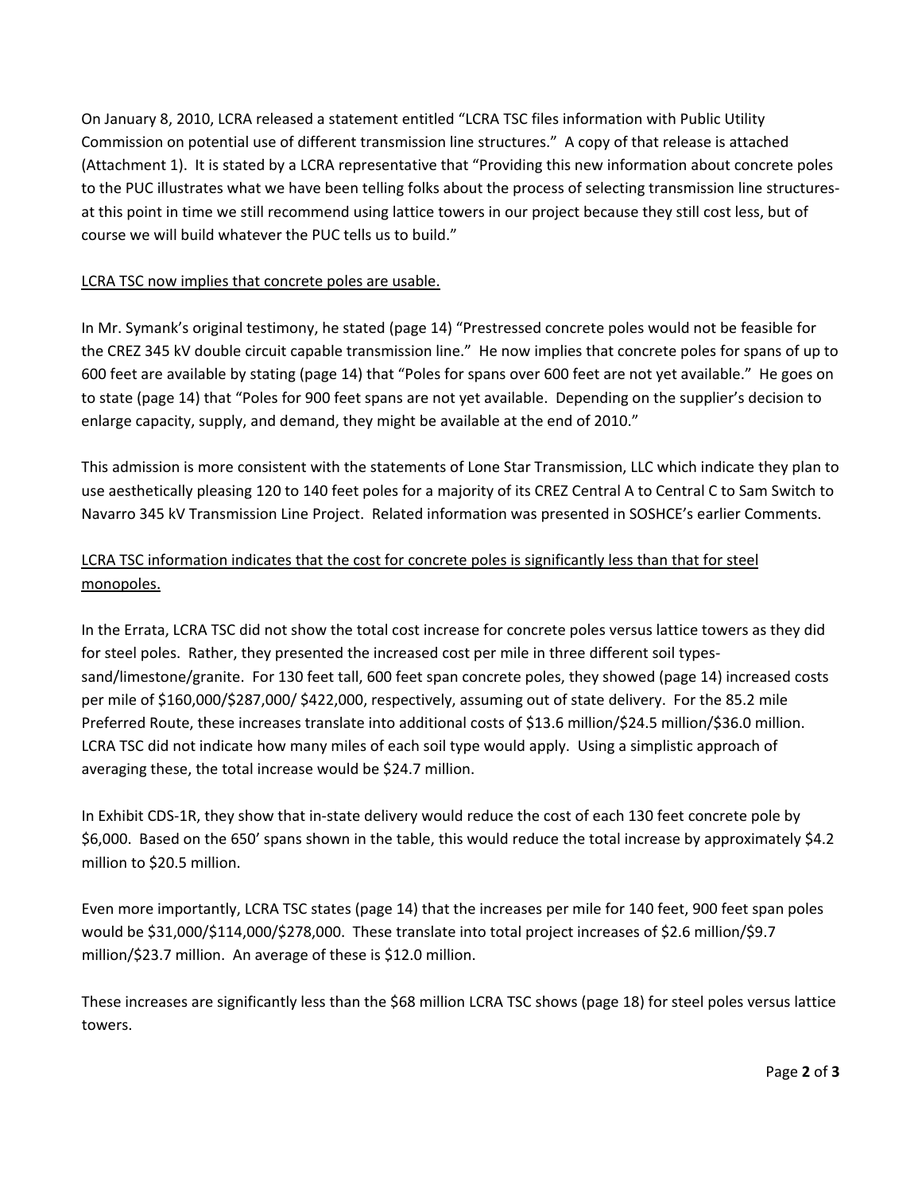On January 8, 2010, LCRA released a statement entitled "LCRA TSC files information with Public Utility Commission on potential use of different transmission line structures." A copy of that release is attached (Attachment 1). It is stated by a LCRA representative that "Providing this new information about concrete poles to the PUC illustrates what we have been telling folks about the process of selecting transmission line structures-at this point in time we still recommend using lattice towers in our project because they still cost less, but of course we will build whatever the PUC tells us to build."

<u>LCRA TSC now implies that concrete poles are usable.</u>

In Mr. Symank's original testimony, he stated (page 14) "Prestressed concrete poles would not be feasible for the CREZ 345 kV double circuit capable transmission line." He now implies that concrete poles for spans of up to 600 feet are available by stating (page 14) that "Poles for spans over 600 feet are not yet available." He goes on to state (page 14) that "Poles for 900 feet spans are not yet available. Depending on the supplier's decision to enlarge capacity, supply, and demand, they might be available at the end of 2010."

This admission is more consistent with the statements of Lone Star Transmission, LLC which indicate they plan to use aesthetically pleasing 120 to 140 feet poles for a majority of its CREZ Central A to Central C to Sam Switch to Navarro 345 kV Transmission Line Project. Related information was presented in SOSHCE's earlier Comments.

<u>LCRA TSC information indicates that the cost for concrete poles is significantly less than that for steel monopoles.</u>

In the Errata, LCRA TSC did not show the total cost increase for concrete poles versus lattice towers as they did for steel poles. Rather, they presented the increased cost per mile in three different soil types-sand/limestone/granite. For 130 feet tall, 600 feet span concrete poles, they showed (page 14) increased costs per mile of $160,000/$287,000/ $422,000, respectively, assuming out of state delivery. For the 85.2 mile Preferred Route, these increases translate into additional costs of $13.6 million/$24.5 million/$36.0 million. LCRA TSC did not indicate how many miles of each soil type would apply. Using a simplistic approach of averaging these, the total increase would be $24.7 million.

In Exhibit CDS-1R, they show that in-state delivery would reduce the cost of each 130 feet concrete pole by $6,000. Based on the 650' spans shown in the table, this would reduce the total increase by approximately $4.2 million to $20.5 million.

Even more importantly, LCRA TSC states (page 14) that the increases per mile for 140 feet, 900 feet span poles would be $31,000/$114,000/$278,000. These translate into total project increases of $2.6 million/$9.7 million/$23.7 million. An average of these is $12.0 million.

These increases are significantly less than the $68 million LCRA TSC shows (page 18) for steel poles versus lattice towers.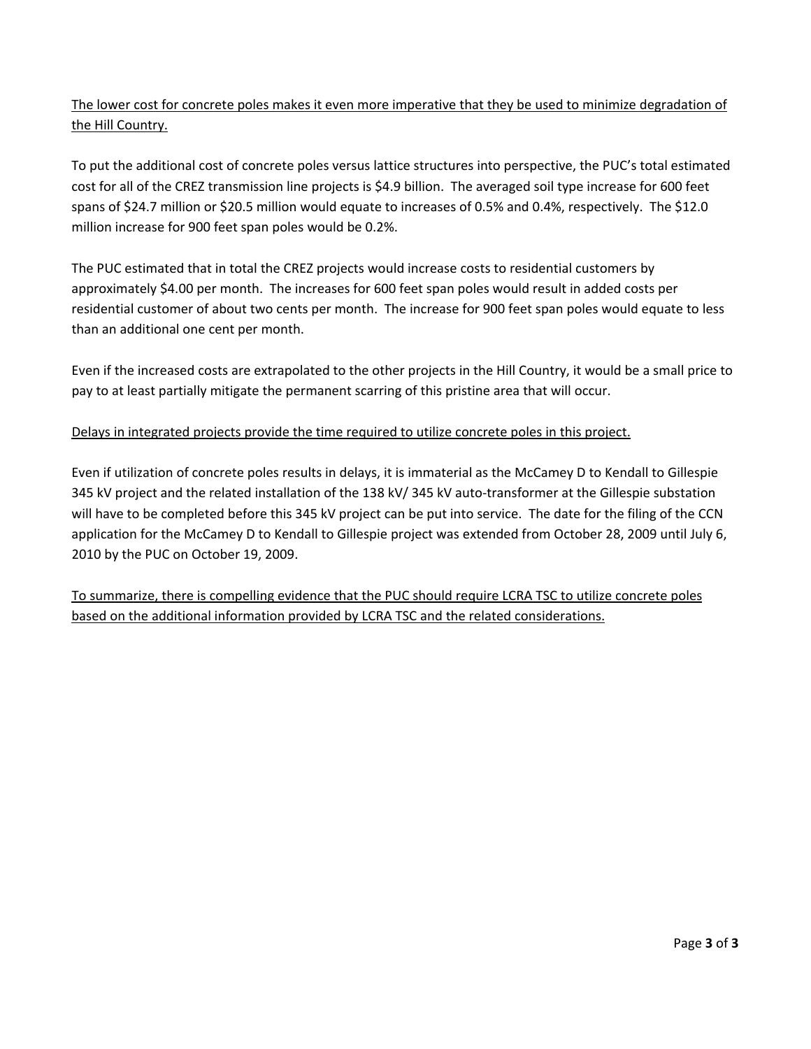<u>The lower cost for concrete poles makes it even more imperative that they be used to minimize degradation of the Hill Country.</u>

To put the additional cost of concrete poles versus lattice structures into perspective, the PUC's total estimated cost for all of the CREZ transmission line projects is $4.9 billion. The averaged soil type increase for 600 feet spans of $24.7 million or $20.5 million would equate to increases of 0.5% and 0.4%, respectively. The $12.0 million increase for 900 feet span poles would be 0.2%.

The PUC estimated that in total the CREZ projects would increase costs to residential customers by approximately $4.00 per month. The increases for 600 feet span poles would result in added costs per residential customer of about two cents per month. The increase for 900 feet span poles would equate to less than an additional one cent per month.

Even if the increased costs are extrapolated to the other projects in the Hill Country, it would be a small price to pay to at least partially mitigate the permanent scarring of this pristine area that will occur.

<u>Delays in integrated projects provide the time required to utilize concrete poles in this project.</u>

Even if utilization of concrete poles results in delays, it is immaterial as the McCamey D to Kendall to Gillespie 345 kV project and the related installation of the 138 kV/ 345 kV auto-transformer at the Gillespie substation will have to be completed before this 345 kV project can be put into service. The date for the filing of the CCN application for the McCamey D to Kendall to Gillespie project was extended from October 28, 2009 until July 6, 2010 by the PUC on October 19, 2009.

<u>To summarize, there is compelling evidence that the PUC should require LCRA TSC to utilize concrete poles based on the additional information provided by LCRA TSC and the related considerations.</u>